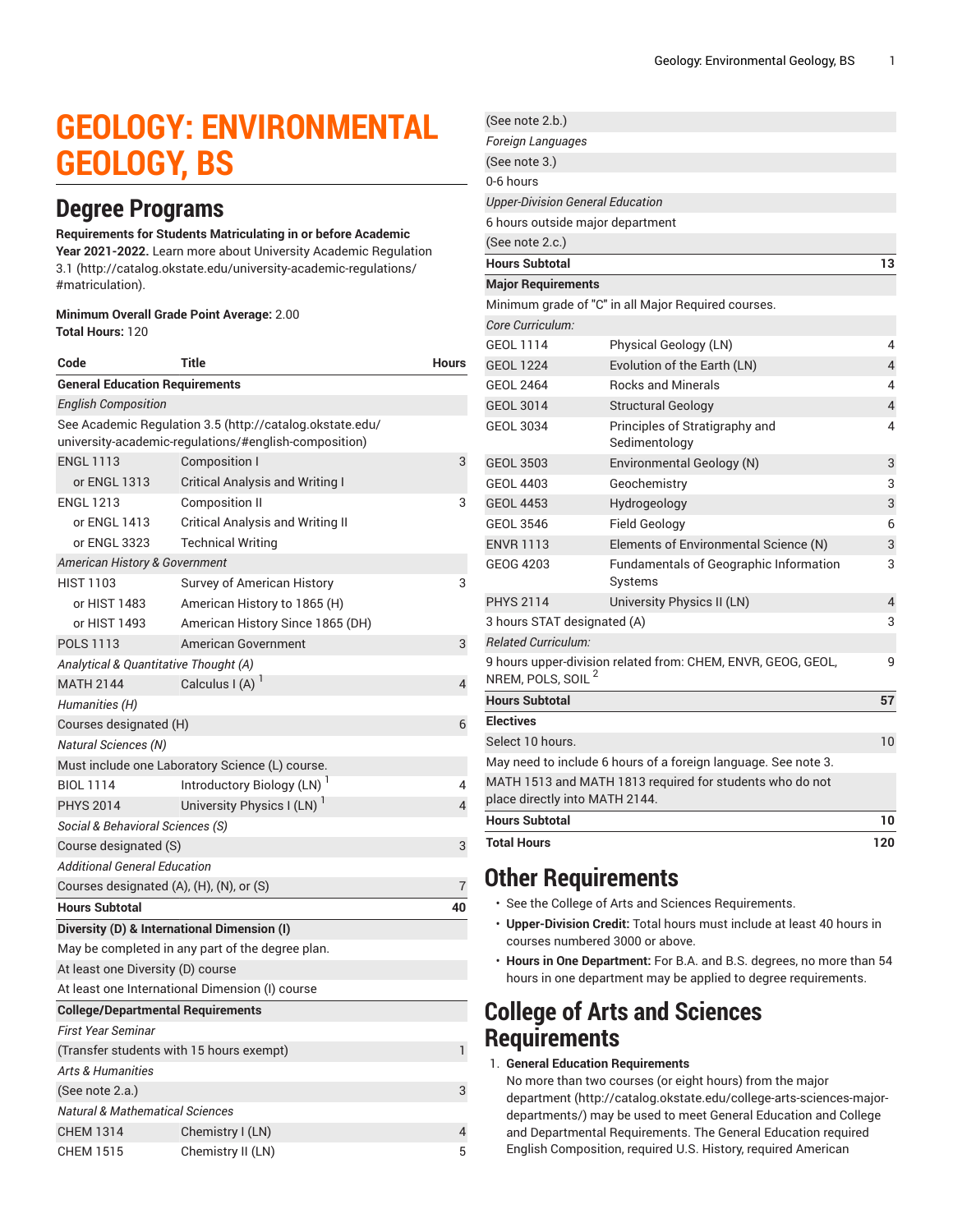# GEOLOGY: ENVIRONMENTAL GEOLOGY, BS

## Degree Programs

**Requirements for Students Matriculating in or before Academic Year 2021-2022.** Learn more about University Academic Regulation 3.1 (http://catalog.okstate.edu/university-academic-regulations/#matriculation).

**Minimum Overall Grade Point Average:** 2.00
**Total Hours:** 120

| Code | Title | Hours |
|---|---|---|
| **General Education Requirements** | | |
| *English Composition* | | |
| See Academic Regulation 3.5 (http://catalog.okstate.edu/university-academic-regulations/#english-composition) | | |
| ENGL 1113 | Composition I | 3 |
| or ENGL 1313 | Critical Analysis and Writing I | |
| ENGL 1213 | Composition II | 3 |
| or ENGL 1413 | Critical Analysis and Writing II | |
| or ENGL 3323 | Technical Writing | |
| *American History & Government* | | |
| HIST 1103 | Survey of American History | 3 |
| or HIST 1483 | American History to 1865 (H) | |
| or HIST 1493 | American History Since 1865 (DH) | |
| POLS 1113 | American Government | 3 |
| *Analytical & Quantitative Thought (A)* | | |
| MATH 2144 | Calculus I (A) [1] | 4 |
| *Humanities (H)* | | |
| Courses designated (H) | | 6 |
| *Natural Sciences (N)* | | |
| Must include one Laboratory Science (L) course. | | |
| BIOL 1114 | Introductory Biology (LN) [1] | 4 |
| PHYS 2014 | University Physics I (LN) [1] | 4 |
| *Social & Behavioral Sciences (S)* | | |
| Course designated (S) | | 3 |
| *Additional General Education* | | |
| Courses designated (A), (H), (N), or (S) | | 7 |
| **Hours Subtotal** | | **40** |
| **Diversity (D) & International Dimension (I)** | | |
| May be completed in any part of the degree plan. | | |
| At least one Diversity (D) course | | |
| At least one International Dimension (I) course | | |
| **College/Departmental Requirements** | | |
| *First Year Seminar* | | |
| (Transfer students with 15 hours exempt) | | 1 |
| *Arts & Humanities* | | |
| (See note 2.a.) | | 3 |
| *Natural & Mathematical Sciences* | | |
| CHEM 1314 | Chemistry I (LN) | 4 |
| CHEM 1515 | Chemistry II (LN) | 5 |
| (See note 2.b.) | | |
| *Foreign Languages* | | |
| (See note 3.) | | |
| 0-6 hours | | |
| *Upper-Division General Education* | | |
| 6 hours outside major department | | |
| (See note 2.c.) | | |
| **Hours Subtotal** | | **13** |
| **Major Requirements** | | |
| Minimum grade of "C" in all Major Required courses. | | |
| *Core Curriculum:* | | |
| GEOL 1114 | Physical Geology (LN) | 4 |
| GEOL 1224 | Evolution of the Earth (LN) | 4 |
| GEOL 2464 | Rocks and Minerals | 4 |
| GEOL 3014 | Structural Geology | 4 |
| GEOL 3034 | Principles of Stratigraphy and Sedimentology | 4 |
| GEOL 3503 | Environmental Geology (N) | 3 |
| GEOL 4403 | Geochemistry | 3 |
| GEOL 4453 | Hydrogeology | 3 |
| GEOL 3546 | Field Geology | 6 |
| ENVR 1113 | Elements of Environmental Science (N) | 3 |
| GEOG 4203 | Fundamentals of Geographic Information Systems | 3 |
| PHYS 2114 | University Physics II (LN) | 4 |
| 3 hours STAT designated (A) | | 3 |
| *Related Curriculum:* | | |
| 9 hours upper-division related from: CHEM, ENVR, GEOG, GEOL, NREM, POLS, SOIL [2] | | 9 |
| **Hours Subtotal** | | **57** |
| **Electives** | | |
| Select 10 hours. | | 10 |
| May need to include 6 hours of a foreign language. See note 3. | | |
| MATH 1513 and MATH 1813 required for students who do not place directly into MATH 2144. | | |
| **Hours Subtotal** | | **10** |
| **Total Hours** | | **120** |

## Other Requirements

- See the College of Arts and Sciences Requirements.
- **Upper-Division Credit:** Total hours must include at least 40 hours in courses numbered 3000 or above.
- **Hours in One Department:** For B.A. and B.S. degrees, no more than 54 hours in one department may be applied to degree requirements.

## College of Arts and Sciences Requirements

1. **General Education Requirements**
   No more than two courses (or eight hours) from the major department (http://catalog.okstate.edu/college-arts-sciences-major-departments/) may be used to meet General Education and College and Departmental Requirements. The General Education required English Composition, required U.S. History, required American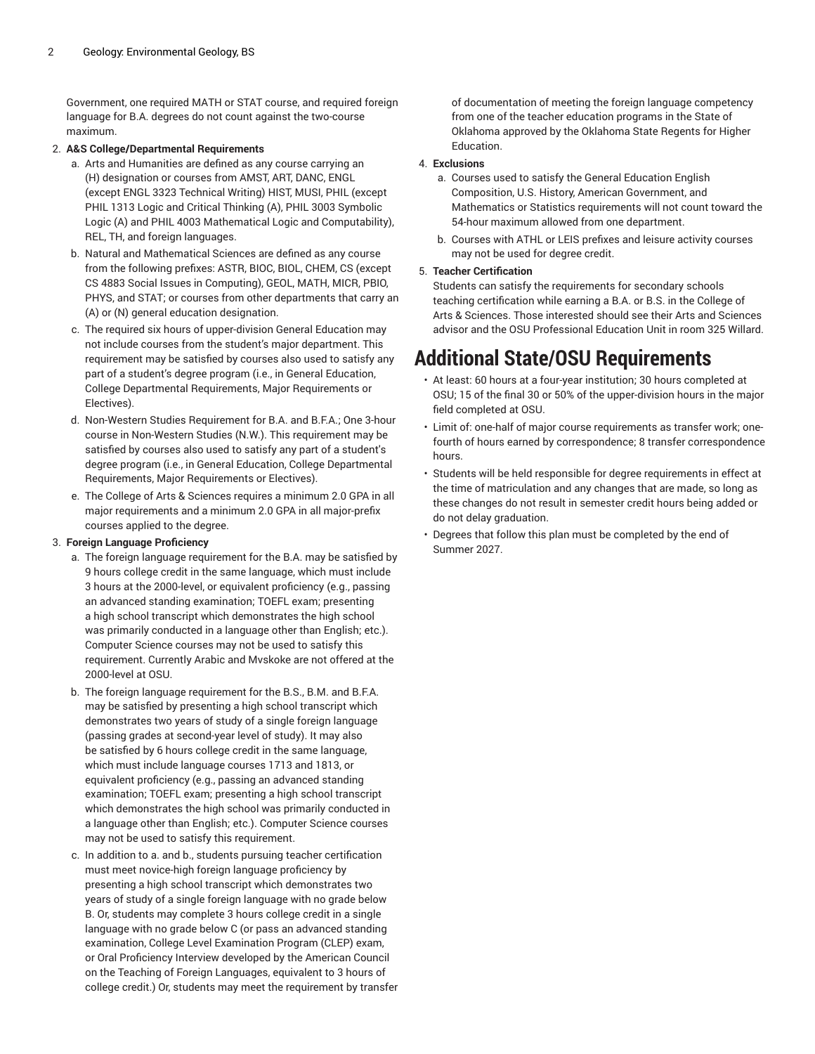Government, one required MATH or STAT course, and required foreign language for B.A. degrees do not count against the two-course maximum.

2. **A&S College/Departmental Requirements**
   a. Arts and Humanities are defined as any course carrying an (H) designation or courses from AMST, ART, DANC, ENGL (except ENGL 3323 Technical Writing) HIST, MUSI, PHIL (except PHIL 1313 Logic and Critical Thinking (A), PHIL 3003 Symbolic Logic (A) and PHIL 4003 Mathematical Logic and Computability), REL, TH, and foreign languages.
   b. Natural and Mathematical Sciences are defined as any course from the following prefixes: ASTR, BIOC, BIOL, CHEM, CS (except CS 4883 Social Issues in Computing), GEOL, MATH, MICR, PBIO, PHYS, and STAT; or courses from other departments that carry an (A) or (N) general education designation.
   c. The required six hours of upper-division General Education may not include courses from the student's major department. This requirement may be satisfied by courses also used to satisfy any part of a student's degree program (i.e., in General Education, College Departmental Requirements, Major Requirements or Electives).
   d. Non-Western Studies Requirement for B.A. and B.F.A.; One 3-hour course in Non-Western Studies (N.W.). This requirement may be satisfied by courses also used to satisfy any part of a student's degree program (i.e., in General Education, College Departmental Requirements, Major Requirements or Electives).
   e. The College of Arts & Sciences requires a minimum 2.0 GPA in all major requirements and a minimum 2.0 GPA in all major-prefix courses applied to the degree.
3. **Foreign Language Proficiency**
   a. The foreign language requirement for the B.A. may be satisfied by 9 hours college credit in the same language, which must include 3 hours at the 2000-level, or equivalent proficiency (e.g., passing an advanced standing examination; TOEFL exam; presenting a high school transcript which demonstrates the high school was primarily conducted in a language other than English; etc.). Computer Science courses may not be used to satisfy this requirement. Currently Arabic and Mvskoke are not offered at the 2000-level at OSU.
   b. The foreign language requirement for the B.S., B.M. and B.F.A. may be satisfied by presenting a high school transcript which demonstrates two years of study of a single foreign language (passing grades at second-year level of study). It may also be satisfied by 6 hours college credit in the same language, which must include language courses 1713 and 1813, or equivalent proficiency (e.g., passing an advanced standing examination; TOEFL exam; presenting a high school transcript which demonstrates the high school was primarily conducted in a language other than English; etc.). Computer Science courses may not be used to satisfy this requirement.
   c. In addition to a. and b., students pursuing teacher certification must meet novice-high foreign language proficiency by presenting a high school transcript which demonstrates two years of study of a single foreign language with no grade below B. Or, students may complete 3 hours college credit in a single language with no grade below C (or pass an advanced standing examination, College Level Examination Program (CLEP) exam, or Oral Proficiency Interview developed by the American Council on the Teaching of Foreign Languages, equivalent to 3 hours of college credit.) Or, students may meet the requirement by transfer of documentation of meeting the foreign language competency from one of the teacher education programs in the State of Oklahoma approved by the Oklahoma State Regents for Higher Education.
4. **Exclusions**
   a. Courses used to satisfy the General Education English Composition, U.S. History, American Government, and Mathematics or Statistics requirements will not count toward the 54-hour maximum allowed from one department.
   b. Courses with ATHL or LEIS prefixes and leisure activity courses may not be used for degree credit.
5. **Teacher Certification**
   Students can satisfy the requirements for secondary schools teaching certification while earning a B.A. or B.S. in the College of Arts & Sciences. Those interested should see their Arts and Sciences advisor and the OSU Professional Education Unit in room 325 Willard.

# Additional State/OSU Requirements

- At least: 60 hours at a four-year institution; 30 hours completed at OSU; 15 of the final 30 or 50% of the upper-division hours in the major field completed at OSU.
- Limit of: one-half of major course requirements as transfer work; one-fourth of hours earned by correspondence; 8 transfer correspondence hours.
- Students will be held responsible for degree requirements in effect at the time of matriculation and any changes that are made, so long as these changes do not result in semester credit hours being added or do not delay graduation.
- Degrees that follow this plan must be completed by the end of Summer 2027.